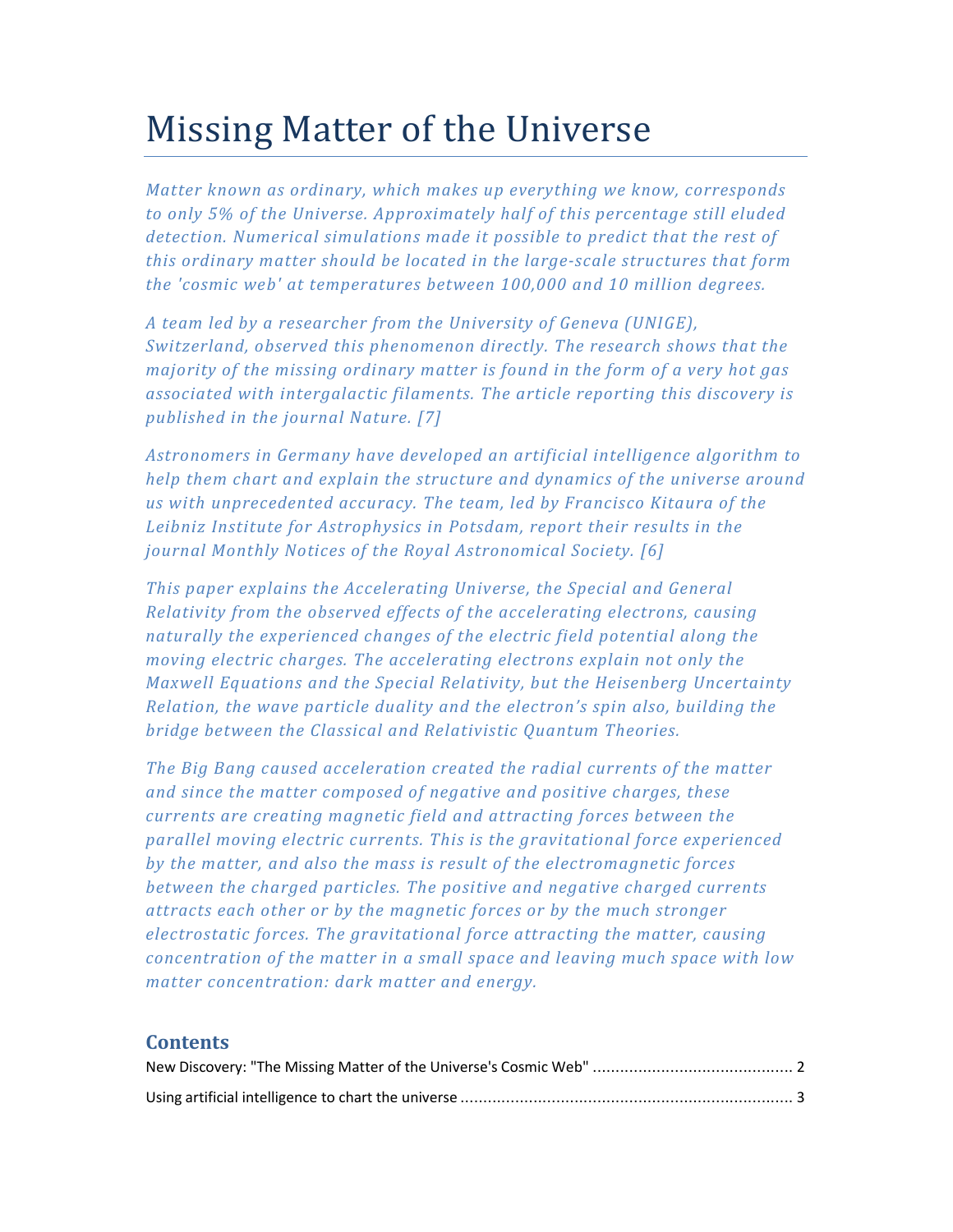# Missing Matter of the Universe

*Matter known as ordinary, which makes up everything we know, corresponds to only 5% of the Universe. Approximately half of this percentage still eluded detection. Numerical simulations made it possible to predict that the rest of this ordinary matter should be located in the large-scale structures that form the 'cosmic web' at temperatures between 100,000 and 10 million degrees.*

*A team led by a researcher from the University of Geneva (UNIGE), Switzerland, observed this phenomenon directly. The research shows that the majority of the missing ordinary matter is found in the form of a very hot gas associated with intergalactic filaments. The article reporting this discovery is published in the journal Nature. [7]*

*Astronomers in Germany have developed an artificial intelligence algorithm to help them chart and explain the structure and dynamics of the universe around us with unprecedented accuracy. The team, led by Francisco Kitaura of the Leibniz Institute for Astrophysics in Potsdam, report their results in the journal Monthly Notices of the Royal Astronomical Society. [6]*

*This paper explains the Accelerating Universe, the Special and General Relativity from the observed effects of the accelerating electrons, causing naturally the experienced changes of the electric field potential along the moving electric charges. The accelerating electrons explain not only the Maxwell Equations and the Special Relativity, but the Heisenberg Uncertainty Relation, the wave particle duality and the electron's spin also, building the bridge between the Classical and Relativistic Quantum Theories.*

*The Big Bang caused acceleration created the radial currents of the matter and since the matter composed of negative and positive charges, these currents are creating magnetic field and attracting forces between the parallel moving electric currents. This is the gravitational force experienced by the matter, and also the mass is result of the electromagnetic forces between the charged particles. The positive and negative charged currents attracts each other or by the magnetic forces or by the much stronger electrostatic forces. The gravitational force attracting the matter, causing concentration of the matter in a small space and leaving much space with low matter concentration: dark matter and energy.*

## Contents

New Discovery: "The Missing Matter of the Universe's Cosmic Web" ........................................... 2

Using artificial intelligence to chart the universe ........................................................................ 3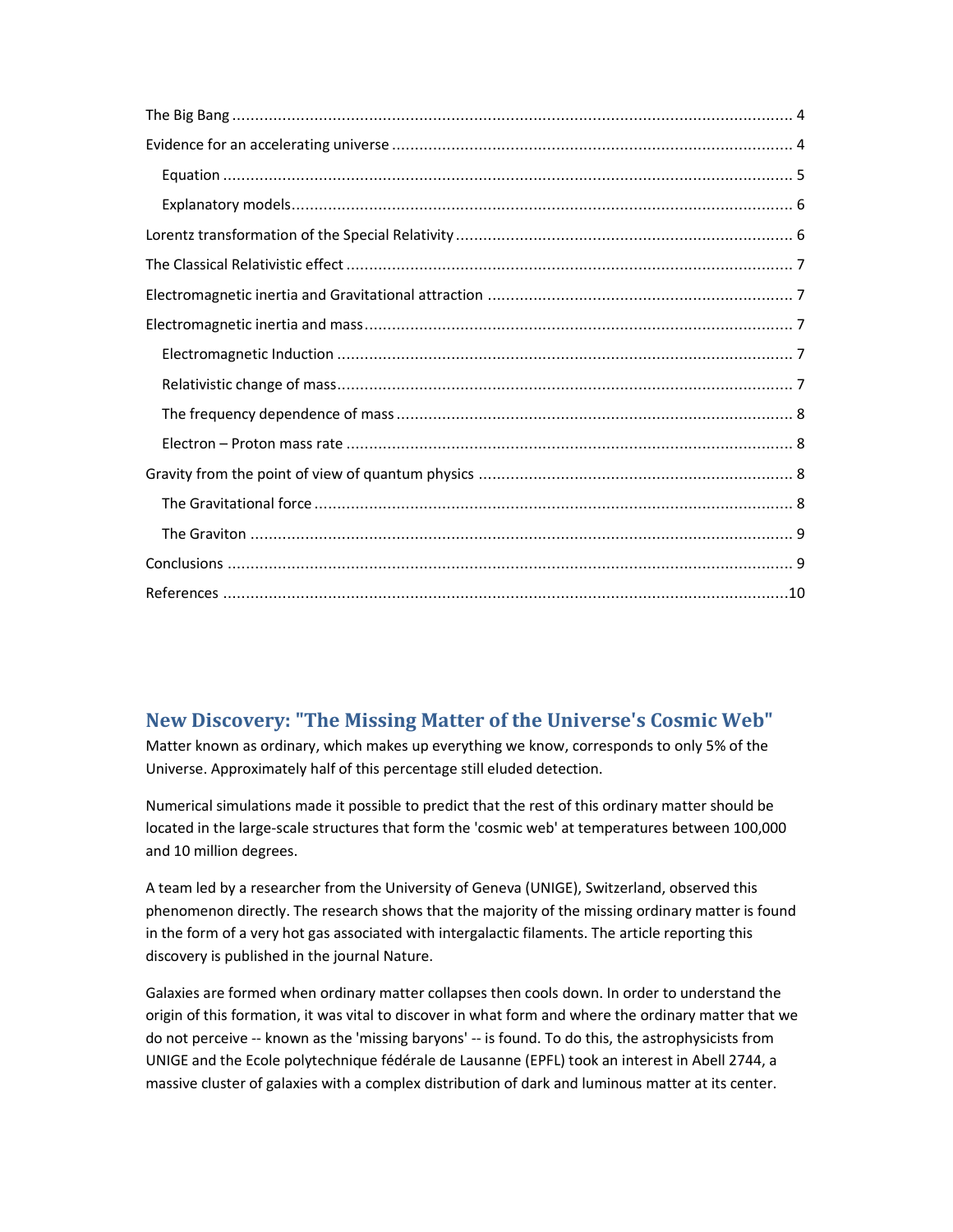The Big Bang ........................................................................................................................ 4

Evidence for an accelerating universe ..................................................................................... 4

  Equation ........................................................................................................................... 5

  Explanatory models............................................................................................................ 6

Lorentz transformation of the Special Relativity ........................................................................ 6

The Classical Relativistic effect ................................................................................................ 7

Electromagnetic inertia and Gravitational attraction .................................................................. 7

Electromagnetic inertia and mass............................................................................................. 7

  Electromagnetic Induction .................................................................................................. 7

  Relativistic change of mass.................................................................................................. 7

  The frequency dependence of mass ..................................................................................... 8

  Electron – Proton mass rate ................................................................................................ 8

Gravity from the point of view of quantum physics .................................................................... 8

  The Gravitational force ....................................................................................................... 8

  The Graviton ..................................................................................................................... 9

Conclusions .......................................................................................................................... 9

References ..........................................................................................................................10

## New Discovery: "The Missing Matter of the Universe's Cosmic Web"

Matter known as ordinary, which makes up everything we know, corresponds to only 5% of the Universe. Approximately half of this percentage still eluded detection.

Numerical simulations made it possible to predict that the rest of this ordinary matter should be located in the large-scale structures that form the 'cosmic web' at temperatures between 100,000 and 10 million degrees.

A team led by a researcher from the University of Geneva (UNIGE), Switzerland, observed this phenomenon directly. The research shows that the majority of the missing ordinary matter is found in the form of a very hot gas associated with intergalactic filaments. The article reporting this discovery is published in the journal Nature.

Galaxies are formed when ordinary matter collapses then cools down. In order to understand the origin of this formation, it was vital to discover in what form and where the ordinary matter that we do not perceive -- known as the 'missing baryons' -- is found. To do this, the astrophysicists from UNIGE and the Ecole polytechnique fédérale de Lausanne (EPFL) took an interest in Abell 2744, a massive cluster of galaxies with a complex distribution of dark and luminous matter at its center.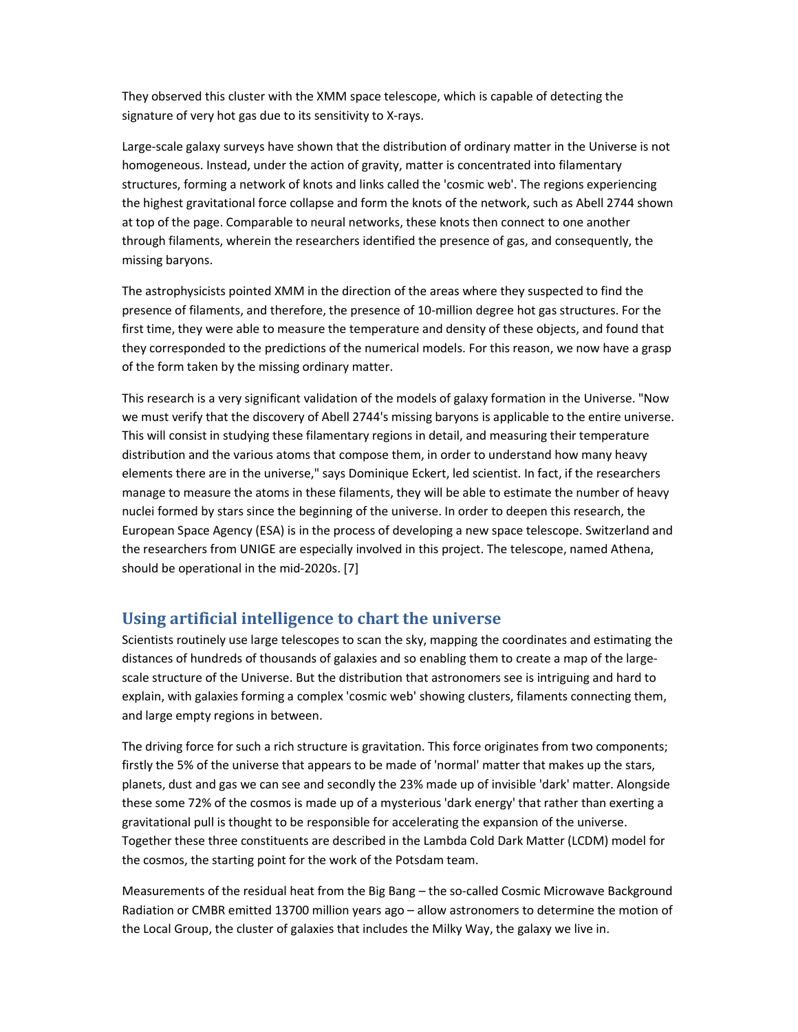They observed this cluster with the XMM space telescope, which is capable of detecting the signature of very hot gas due to its sensitivity to X-rays.

Large-scale galaxy surveys have shown that the distribution of ordinary matter in the Universe is not homogeneous. Instead, under the action of gravity, matter is concentrated into filamentary structures, forming a network of knots and links called the 'cosmic web'. The regions experiencing the highest gravitational force collapse and form the knots of the network, such as Abell 2744 shown at top of the page. Comparable to neural networks, these knots then connect to one another through filaments, wherein the researchers identified the presence of gas, and consequently, the missing baryons.

The astrophysicists pointed XMM in the direction of the areas where they suspected to find the presence of filaments, and therefore, the presence of 10-million degree hot gas structures. For the first time, they were able to measure the temperature and density of these objects, and found that they corresponded to the predictions of the numerical models. For this reason, we now have a grasp of the form taken by the missing ordinary matter.

This research is a very significant validation of the models of galaxy formation in the Universe. "Now we must verify that the discovery of Abell 2744's missing baryons is applicable to the entire universe. This will consist in studying these filamentary regions in detail, and measuring their temperature distribution and the various atoms that compose them, in order to understand how many heavy elements there are in the universe," says Dominique Eckert, led scientist. In fact, if the researchers manage to measure the atoms in these filaments, they will be able to estimate the number of heavy nuclei formed by stars since the beginning of the universe. In order to deepen this research, the European Space Agency (ESA) is in the process of developing a new space telescope. Switzerland and the researchers from UNIGE are especially involved in this project. The telescope, named Athena, should be operational in the mid-2020s. [7]

## Using artificial intelligence to chart the universe

Scientists routinely use large telescopes to scan the sky, mapping the coordinates and estimating the distances of hundreds of thousands of galaxies and so enabling them to create a map of the large-scale structure of the Universe. But the distribution that astronomers see is intriguing and hard to explain, with galaxies forming a complex 'cosmic web' showing clusters, filaments connecting them, and large empty regions in between.

The driving force for such a rich structure is gravitation. This force originates from two components; firstly the 5% of the universe that appears to be made of 'normal' matter that makes up the stars, planets, dust and gas we can see and secondly the 23% made up of invisible 'dark' matter. Alongside these some 72% of the cosmos is made up of a mysterious 'dark energy' that rather than exerting a gravitational pull is thought to be responsible for accelerating the expansion of the universe. Together these three constituents are described in the Lambda Cold Dark Matter (LCDM) model for the cosmos, the starting point for the work of the Potsdam team.

Measurements of the residual heat from the Big Bang – the so-called Cosmic Microwave Background Radiation or CMBR emitted 13700 million years ago – allow astronomers to determine the motion of the Local Group, the cluster of galaxies that includes the Milky Way, the galaxy we live in.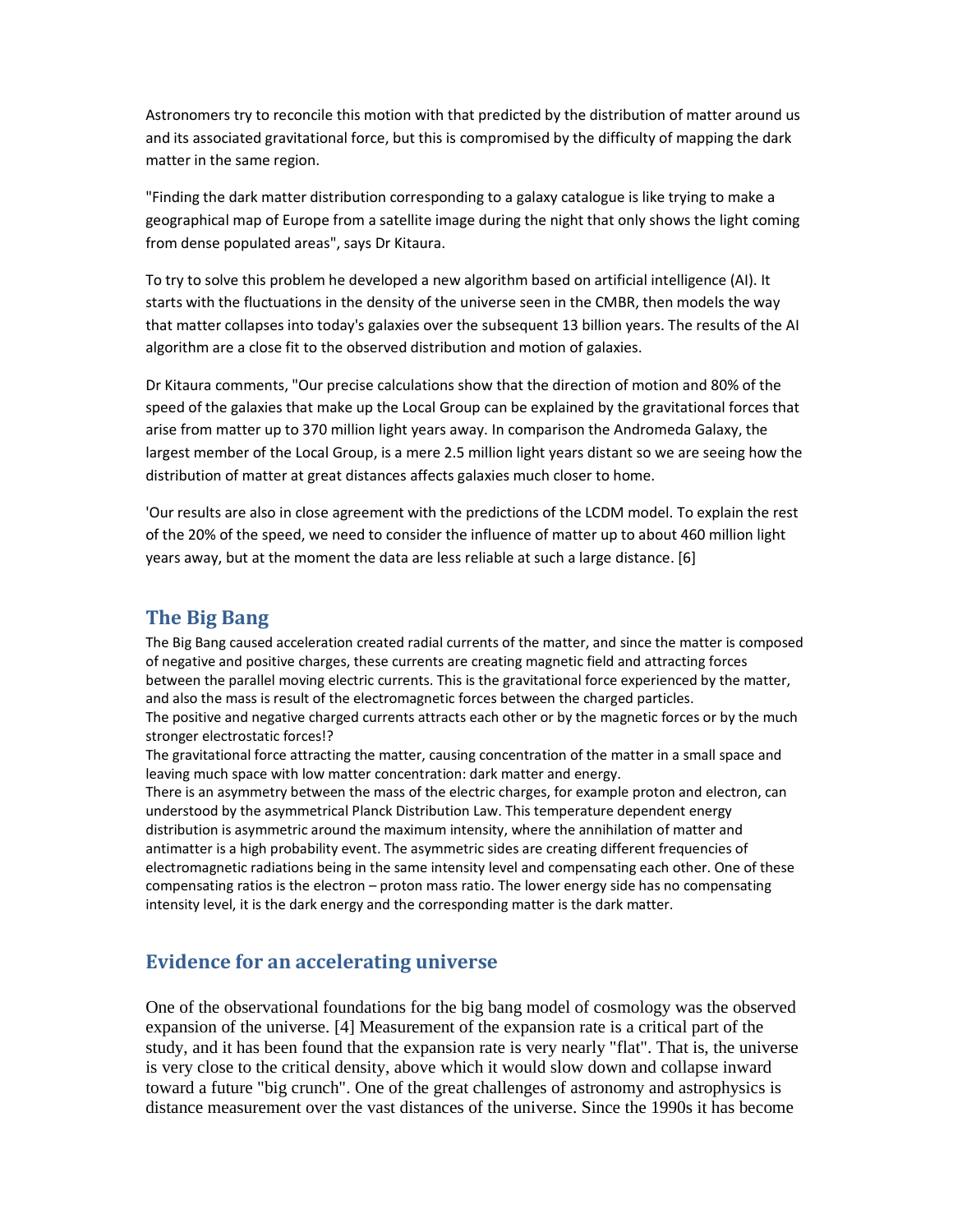Astronomers try to reconcile this motion with that predicted by the distribution of matter around us and its associated gravitational force, but this is compromised by the difficulty of mapping the dark matter in the same region.

"Finding the dark matter distribution corresponding to a galaxy catalogue is like trying to make a geographical map of Europe from a satellite image during the night that only shows the light coming from dense populated areas", says Dr Kitaura.

To try to solve this problem he developed a new algorithm based on artificial intelligence (AI). It starts with the fluctuations in the density of the universe seen in the CMBR, then models the way that matter collapses into today's galaxies over the subsequent 13 billion years. The results of the AI algorithm are a close fit to the observed distribution and motion of galaxies.

Dr Kitaura comments, "Our precise calculations show that the direction of motion and 80% of the speed of the galaxies that make up the Local Group can be explained by the gravitational forces that arise from matter up to 370 million light years away. In comparison the Andromeda Galaxy, the largest member of the Local Group, is a mere 2.5 million light years distant so we are seeing how the distribution of matter at great distances affects galaxies much closer to home.

'Our results are also in close agreement with the predictions of the LCDM model. To explain the rest of the 20% of the speed, we need to consider the influence of matter up to about 460 million light years away, but at the moment the data are less reliable at such a large distance. [6]

## The Big Bang

The Big Bang caused acceleration created radial currents of the matter, and since the matter is composed of negative and positive charges, these currents are creating magnetic field and attracting forces between the parallel moving electric currents. This is the gravitational force experienced by the matter, and also the mass is result of the electromagnetic forces between the charged particles.
The positive and negative charged currents attracts each other or by the magnetic forces or by the much stronger electrostatic forces!?
The gravitational force attracting the matter, causing concentration of the matter in a small space and leaving much space with low matter concentration: dark matter and energy.
There is an asymmetry between the mass of the electric charges, for example proton and electron, can understood by the asymmetrical Planck Distribution Law. This temperature dependent energy distribution is asymmetric around the maximum intensity, where the annihilation of matter and antimatter is a high probability event. The asymmetric sides are creating different frequencies of electromagnetic radiations being in the same intensity level and compensating each other. One of these compensating ratios is the electron – proton mass ratio. The lower energy side has no compensating intensity level, it is the dark energy and the corresponding matter is the dark matter.

## Evidence for an accelerating universe

One of the observational foundations for the big bang model of cosmology was the observed expansion of the universe. [4] Measurement of the expansion rate is a critical part of the study, and it has been found that the expansion rate is very nearly "flat". That is, the universe is very close to the critical density, above which it would slow down and collapse inward toward a future "big crunch". One of the great challenges of astronomy and astrophysics is distance measurement over the vast distances of the universe. Since the 1990s it has become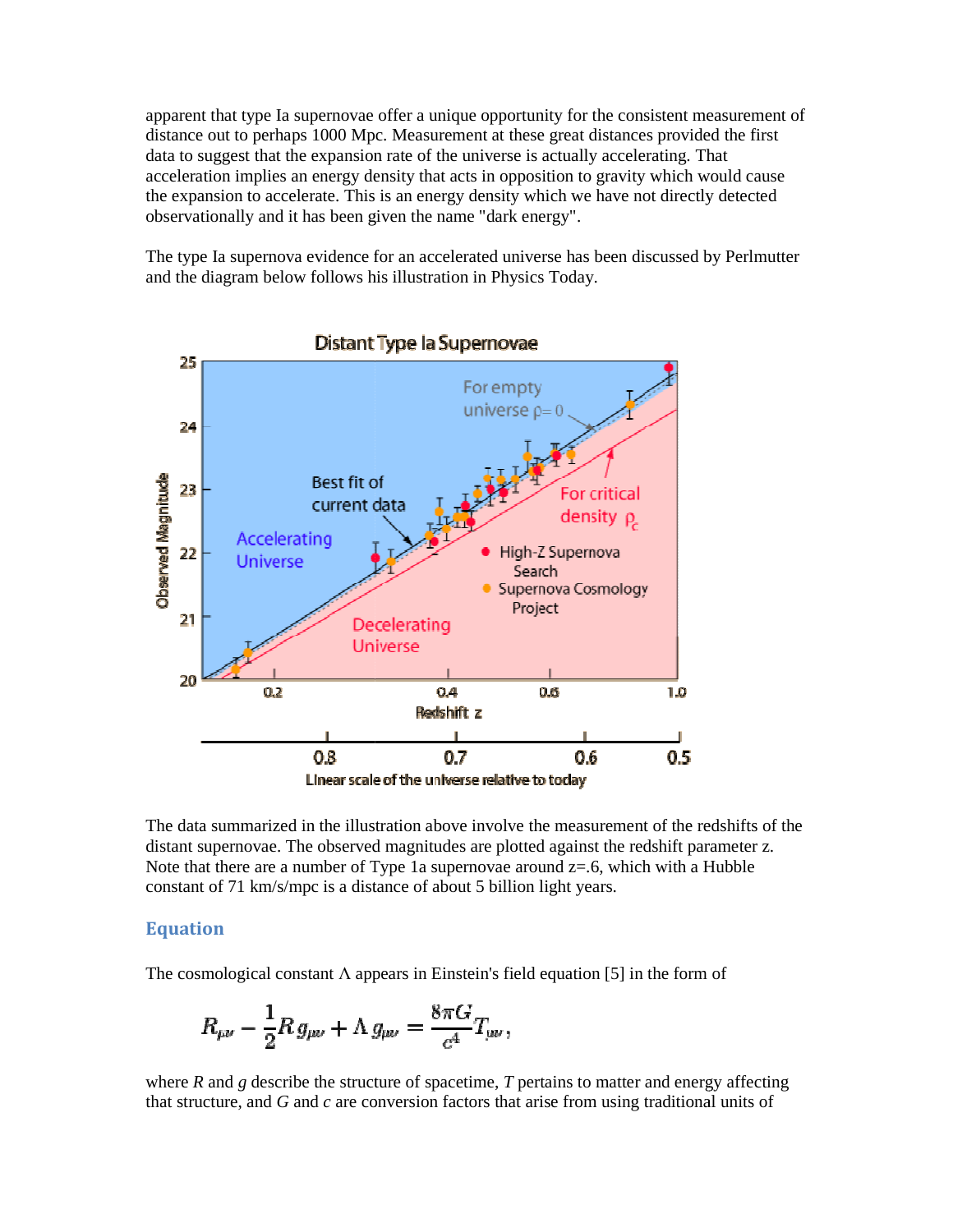apparent that type Ia supernovae offer a unique opportunity for the consistent measurement of distance out to perhaps 1000 Mpc. Measurement at these great distances provided the first data to suggest that the expansion rate of the universe is actually accelerating. That acceleration implies an energy density that acts in opposition to gravity which would cause the expansion to accelerate. This is an energy density which we have not directly detected observationally and it has been given the name "dark energy".

The type Ia supernova evidence for an accelerated universe has been discussed by Perlmutter and the diagram below follows his illustration in Physics Today.

The data summarized in the illustration above involve the measurement of the redshifts of the distant supernovae. The observed magnitudes are plotted against the redshift parameter z. Note that there are a number of Type 1a supernovae around z=.6, which with a Hubble constant of 71 km/s/mpc is a distance of about 5 billion light years.

## Equation

The cosmological constant Λ appears in Einstein's field equation [5] in the form of

$$R_{\mu\nu} - \frac{1}{2} R\, g_{\mu\nu} + \Lambda\, g_{\mu\nu} = \frac{8\pi G}{c^4} T_{\mu\nu},$$

where *R* and *g* describe the structure of spacetime, *T* pertains to matter and energy affecting that structure, and *G* and *c* are conversion factors that arise from using traditional units of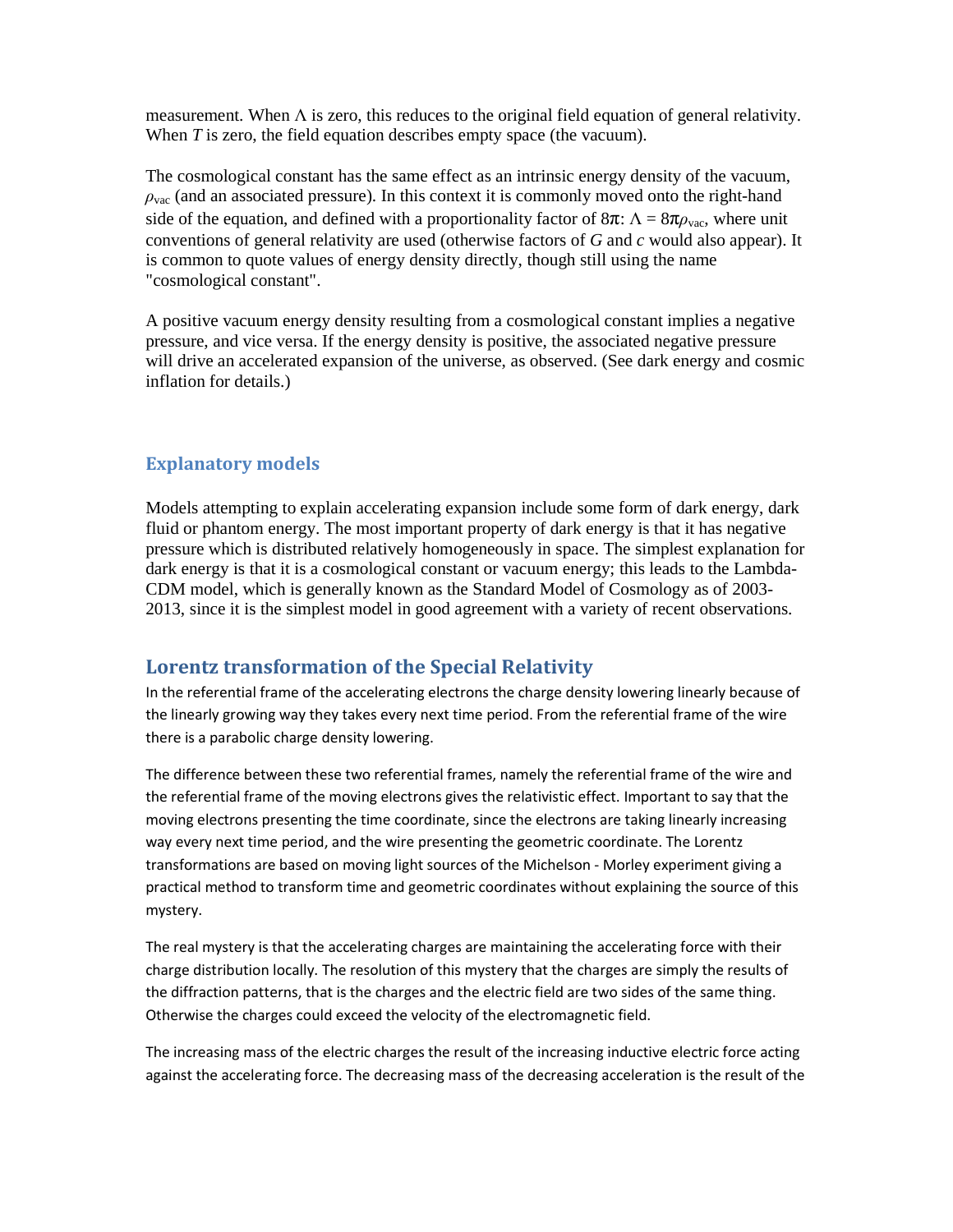measurement. When $\Lambda$ is zero, this reduces to the original field equation of general relativity. When $T$ is zero, the field equation describes empty space (the vacuum).

The cosmological constant has the same effect as an intrinsic energy density of the vacuum, $\rho_{vac}$ (and an associated pressure). In this context it is commonly moved onto the right-hand side of the equation, and defined with a proportionality factor of $8\pi$: $\Lambda = 8\pi\rho_{vac}$, where unit conventions of general relativity are used (otherwise factors of $G$ and $c$ would also appear). It is common to quote values of energy density directly, though still using the name "cosmological constant".

A positive vacuum energy density resulting from a cosmological constant implies a negative pressure, and vice versa. If the energy density is positive, the associated negative pressure will drive an accelerated expansion of the universe, as observed. (See dark energy and cosmic inflation for details.)

### Explanatory models

Models attempting to explain accelerating expansion include some form of dark energy, dark fluid or phantom energy. The most important property of dark energy is that it has negative pressure which is distributed relatively homogeneously in space. The simplest explanation for dark energy is that it is a cosmological constant or vacuum energy; this leads to the Lambda-CDM model, which is generally known as the Standard Model of Cosmology as of 2003-2013, since it is the simplest model in good agreement with a variety of recent observations.

## Lorentz transformation of the Special Relativity

In the referential frame of the accelerating electrons the charge density lowering linearly because of the linearly growing way they takes every next time period. From the referential frame of the wire there is a parabolic charge density lowering.

The difference between these two referential frames, namely the referential frame of the wire and the referential frame of the moving electrons gives the relativistic effect. Important to say that the moving electrons presenting the time coordinate, since the electrons are taking linearly increasing way every next time period, and the wire presenting the geometric coordinate. The Lorentz transformations are based on moving light sources of the Michelson - Morley experiment giving a practical method to transform time and geometric coordinates without explaining the source of this mystery.

The real mystery is that the accelerating charges are maintaining the accelerating force with their charge distribution locally. The resolution of this mystery that the charges are simply the results of the diffraction patterns, that is the charges and the electric field are two sides of the same thing. Otherwise the charges could exceed the velocity of the electromagnetic field.

The increasing mass of the electric charges the result of the increasing inductive electric force acting against the accelerating force. The decreasing mass of the decreasing acceleration is the result of the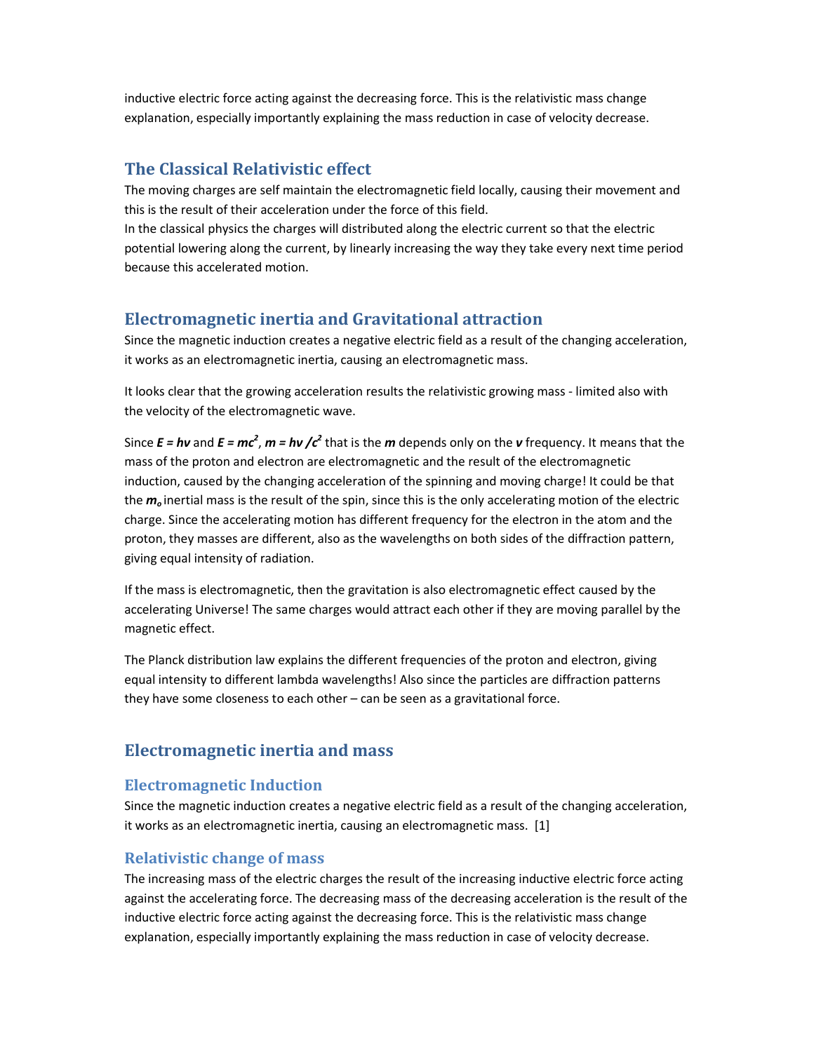inductive electric force acting against the decreasing force. This is the relativistic mass change explanation, especially importantly explaining the mass reduction in case of velocity decrease.

## The Classical Relativistic effect

The moving charges are self maintain the electromagnetic field locally, causing their movement and this is the result of their acceleration under the force of this field.
In the classical physics the charges will distributed along the electric current so that the electric potential lowering along the current, by linearly increasing the way they take every next time period because this accelerated motion.

## Electromagnetic inertia and Gravitational attraction

Since the magnetic induction creates a negative electric field as a result of the changing acceleration, it works as an electromagnetic inertia, causing an electromagnetic mass.

It looks clear that the growing acceleration results the relativistic growing mass - limited also with the velocity of the electromagnetic wave.

Since $E = hv$ and $E = mc^2$, $m = hv /c^2$ that is the $m$ depends only on the $v$ frequency. It means that the mass of the proton and electron are electromagnetic and the result of the electromagnetic induction, caused by the changing acceleration of the spinning and moving charge! It could be that the $m_o$ inertial mass is the result of the spin, since this is the only accelerating motion of the electric charge. Since the accelerating motion has different frequency for the electron in the atom and the proton, they masses are different, also as the wavelengths on both sides of the diffraction pattern, giving equal intensity of radiation.

If the mass is electromagnetic, then the gravitation is also electromagnetic effect caused by the accelerating Universe! The same charges would attract each other if they are moving parallel by the magnetic effect.

The Planck distribution law explains the different frequencies of the proton and electron, giving equal intensity to different lambda wavelengths! Also since the particles are diffraction patterns they have some closeness to each other – can be seen as a gravitational force.

## Electromagnetic inertia and mass

### Electromagnetic Induction

Since the magnetic induction creates a negative electric field as a result of the changing acceleration, it works as an electromagnetic inertia, causing an electromagnetic mass. [1]

### Relativistic change of mass

The increasing mass of the electric charges the result of the increasing inductive electric force acting against the accelerating force. The decreasing mass of the decreasing acceleration is the result of the inductive electric force acting against the decreasing force. This is the relativistic mass change explanation, especially importantly explaining the mass reduction in case of velocity decrease.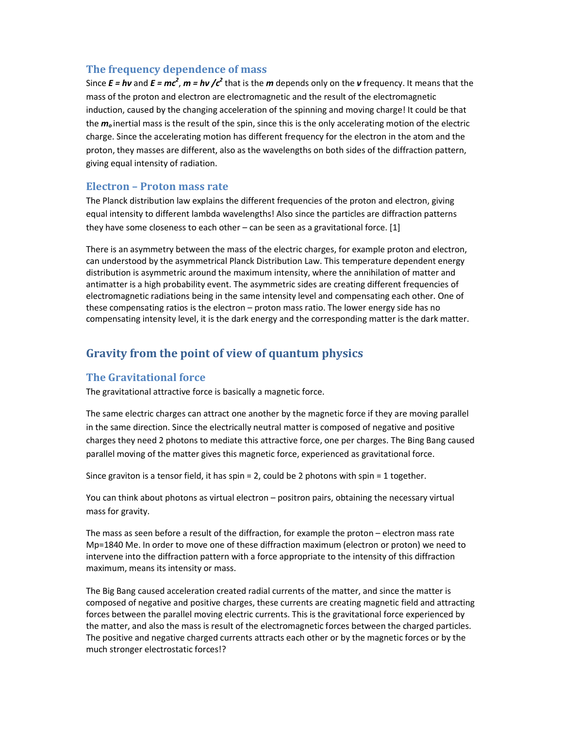### The frequency dependence of mass

Since $E = h\nu$ and $E = mc^2$, $m = h\nu /c^2$ that is the $m$ depends only on the $\nu$ frequency. It means that the mass of the proton and electron are electromagnetic and the result of the electromagnetic induction, caused by the changing acceleration of the spinning and moving charge! It could be that the $m_o$ inertial mass is the result of the spin, since this is the only accelerating motion of the electric charge. Since the accelerating motion has different frequency for the electron in the atom and the proton, they masses are different, also as the wavelengths on both sides of the diffraction pattern, giving equal intensity of radiation.

### Electron – Proton mass rate

The Planck distribution law explains the different frequencies of the proton and electron, giving equal intensity to different lambda wavelengths! Also since the particles are diffraction patterns they have some closeness to each other – can be seen as a gravitational force. [1]

There is an asymmetry between the mass of the electric charges, for example proton and electron, can understood by the asymmetrical Planck Distribution Law. This temperature dependent energy distribution is asymmetric around the maximum intensity, where the annihilation of matter and antimatter is a high probability event. The asymmetric sides are creating different frequencies of electromagnetic radiations being in the same intensity level and compensating each other. One of these compensating ratios is the electron – proton mass ratio. The lower energy side has no compensating intensity level, it is the dark energy and the corresponding matter is the dark matter.

## Gravity from the point of view of quantum physics

### The Gravitational force

The gravitational attractive force is basically a magnetic force.

The same electric charges can attract one another by the magnetic force if they are moving parallel in the same direction. Since the electrically neutral matter is composed of negative and positive charges they need 2 photons to mediate this attractive force, one per charges. The Bing Bang caused parallel moving of the matter gives this magnetic force, experienced as gravitational force.

Since graviton is a tensor field, it has spin = 2, could be 2 photons with spin = 1 together.

You can think about photons as virtual electron – positron pairs, obtaining the necessary virtual mass for gravity.

The mass as seen before a result of the diffraction, for example the proton – electron mass rate Mp=1840 Me. In order to move one of these diffraction maximum (electron or proton) we need to intervene into the diffraction pattern with a force appropriate to the intensity of this diffraction maximum, means its intensity or mass.

The Big Bang caused acceleration created radial currents of the matter, and since the matter is composed of negative and positive charges, these currents are creating magnetic field and attracting forces between the parallel moving electric currents. This is the gravitational force experienced by the matter, and also the mass is result of the electromagnetic forces between the charged particles. The positive and negative charged currents attracts each other or by the magnetic forces or by the much stronger electrostatic forces!?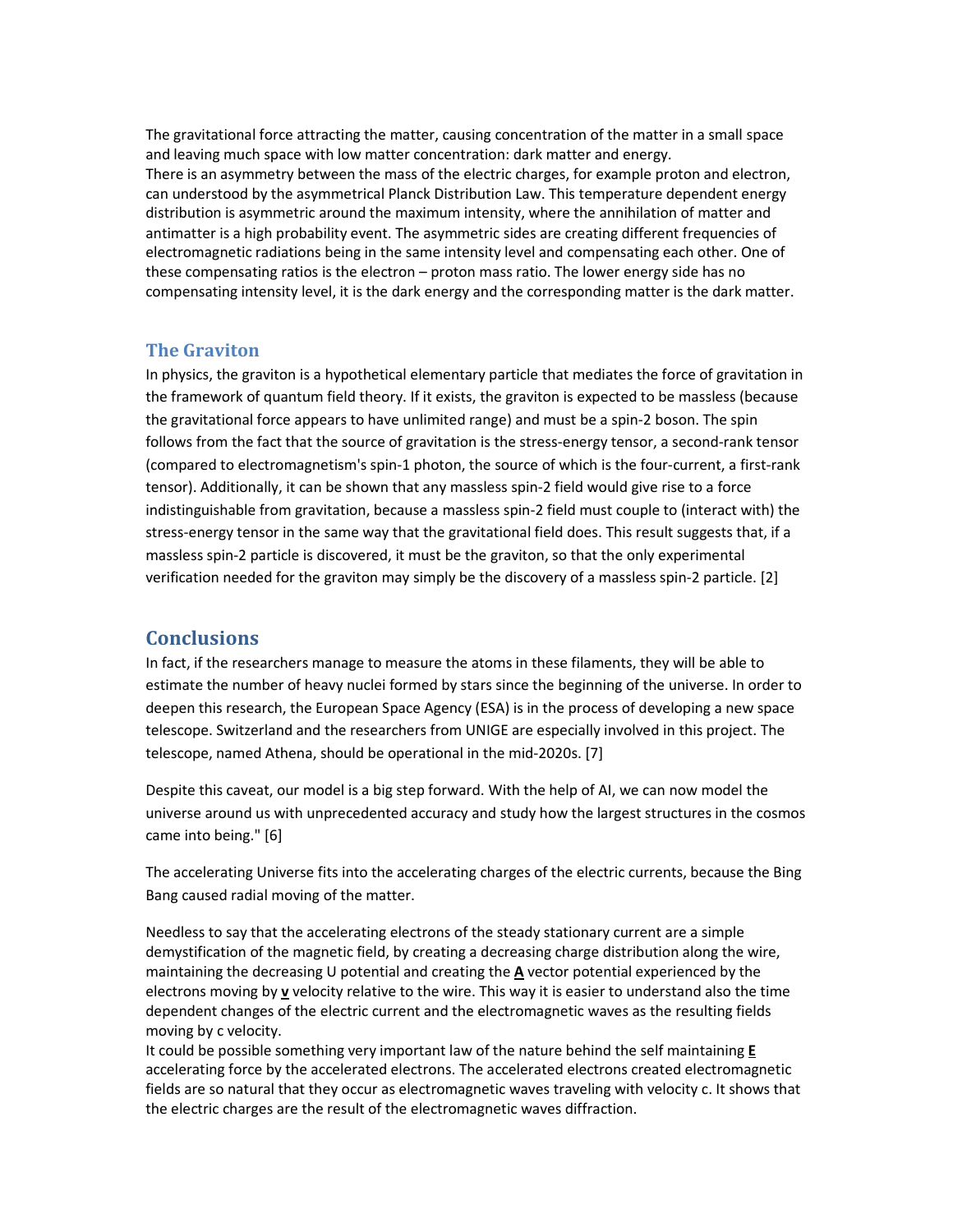The gravitational force attracting the matter, causing concentration of the matter in a small space and leaving much space with low matter concentration: dark matter and energy.
There is an asymmetry between the mass of the electric charges, for example proton and electron, can understood by the asymmetrical Planck Distribution Law. This temperature dependent energy distribution is asymmetric around the maximum intensity, where the annihilation of matter and antimatter is a high probability event. The asymmetric sides are creating different frequencies of electromagnetic radiations being in the same intensity level and compensating each other. One of these compensating ratios is the electron – proton mass ratio. The lower energy side has no compensating intensity level, it is the dark energy and the corresponding matter is the dark matter.

## The Graviton

In physics, the graviton is a hypothetical elementary particle that mediates the force of gravitation in the framework of quantum field theory. If it exists, the graviton is expected to be massless (because the gravitational force appears to have unlimited range) and must be a spin-2 boson. The spin follows from the fact that the source of gravitation is the stress-energy tensor, a second-rank tensor (compared to electromagnetism's spin-1 photon, the source of which is the four-current, a first-rank tensor). Additionally, it can be shown that any massless spin-2 field would give rise to a force indistinguishable from gravitation, because a massless spin-2 field must couple to (interact with) the stress-energy tensor in the same way that the gravitational field does. This result suggests that, if a massless spin-2 particle is discovered, it must be the graviton, so that the only experimental verification needed for the graviton may simply be the discovery of a massless spin-2 particle. [2]

# Conclusions

In fact, if the researchers manage to measure the atoms in these filaments, they will be able to estimate the number of heavy nuclei formed by stars since the beginning of the universe. In order to deepen this research, the European Space Agency (ESA) is in the process of developing a new space telescope. Switzerland and the researchers from UNIGE are especially involved in this project. The telescope, named Athena, should be operational in the mid-2020s. [7]

Despite this caveat, our model is a big step forward. With the help of AI, we can now model the universe around us with unprecedented accuracy and study how the largest structures in the cosmos came into being." [6]

The accelerating Universe fits into the accelerating charges of the electric currents, because the Bing Bang caused radial moving of the matter.

Needless to say that the accelerating electrons of the steady stationary current are a simple demystification of the magnetic field, by creating a decreasing charge distribution along the wire, maintaining the decreasing U potential and creating the **A** vector potential experienced by the electrons moving by **v** velocity relative to the wire. This way it is easier to understand also the time dependent changes of the electric current and the electromagnetic waves as the resulting fields moving by c velocity.
It could be possible something very important law of the nature behind the self maintaining **E** accelerating force by the accelerated electrons. The accelerated electrons created electromagnetic fields are so natural that they occur as electromagnetic waves traveling with velocity c. It shows that the electric charges are the result of the electromagnetic waves diffraction.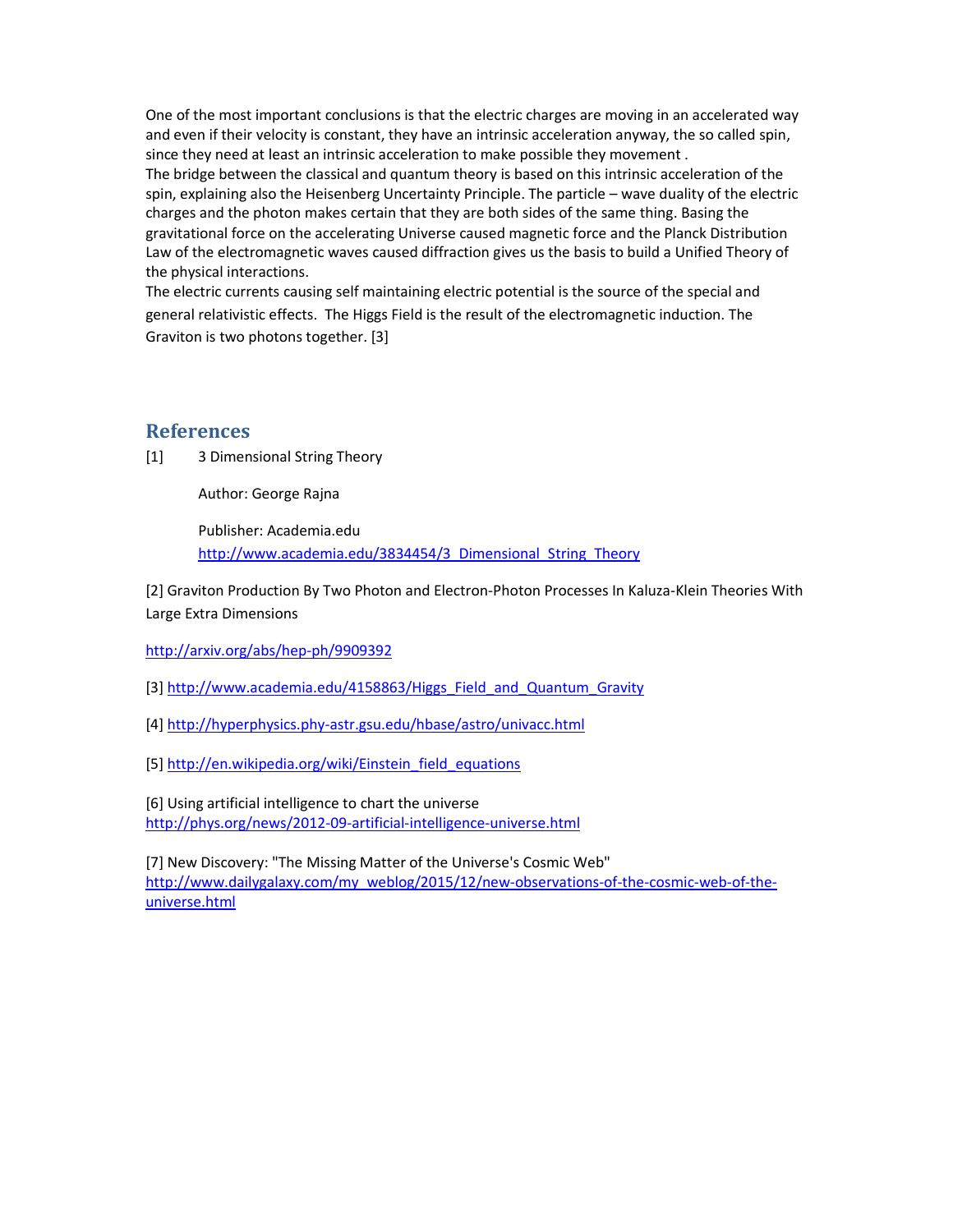One of the most important conclusions is that the electric charges are moving in an accelerated way and even if their velocity is constant, they have an intrinsic acceleration anyway, the so called spin, since they need at least an intrinsic acceleration to make possible they movement .
The bridge between the classical and quantum theory is based on this intrinsic acceleration of the spin, explaining also the Heisenberg Uncertainty Principle. The particle – wave duality of the electric charges and the photon makes certain that they are both sides of the same thing. Basing the gravitational force on the accelerating Universe caused magnetic force and the Planck Distribution Law of the electromagnetic waves caused diffraction gives us the basis to build a Unified Theory of the physical interactions.
The electric currents causing self maintaining electric potential is the source of the special and general relativistic effects. The Higgs Field is the result of the electromagnetic induction. The Graviton is two photons together. [3]

## References

[1] 3 Dimensional String Theory

Author: George Rajna

Publisher: Academia.edu
http://www.academia.edu/3834454/3_Dimensional_String_Theory

[2] Graviton Production By Two Photon and Electron-Photon Processes In Kaluza-Klein Theories With Large Extra Dimensions

http://arxiv.org/abs/hep-ph/9909392

[3] http://www.academia.edu/4158863/Higgs_Field_and_Quantum_Gravity

[4] http://hyperphysics.phy-astr.gsu.edu/hbase/astro/univacc.html

[5] http://en.wikipedia.org/wiki/Einstein_field_equations

[6] Using artificial intelligence to chart the universe
http://phys.org/news/2012-09-artificial-intelligence-universe.html

[7] New Discovery: "The Missing Matter of the Universe's Cosmic Web"
http://www.dailygalaxy.com/my_weblog/2015/12/new-observations-of-the-cosmic-web-of-the-universe.html